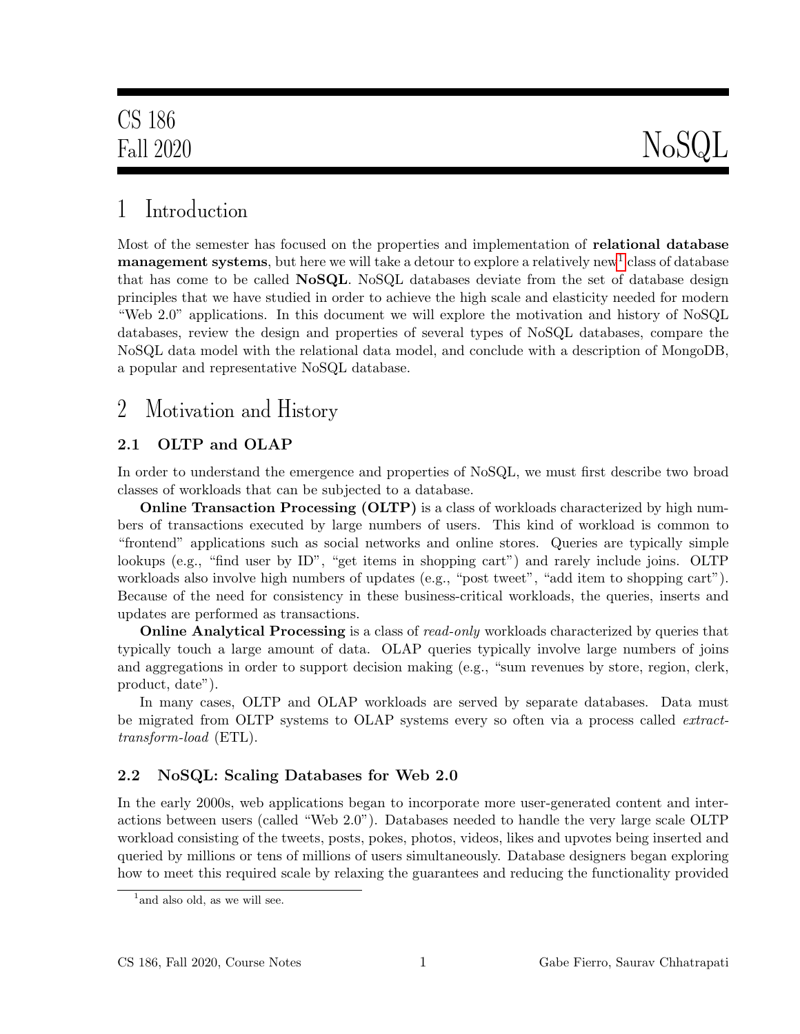CS 186
Fall 2020

# NoSQL

## 1 Introduction

Most of the semester has focused on the properties and implementation of **relational database management systems**, but here we will take a detour to explore a relatively new[1] class of database that has come to be called **NoSQL**. NoSQL databases deviate from the set of database design principles that we have studied in order to achieve the high scale and elasticity needed for modern "Web 2.0" applications. In this document we will explore the motivation and history of NoSQL databases, review the design and properties of several types of NoSQL databases, compare the NoSQL data model with the relational data model, and conclude with a description of MongoDB, a popular and representative NoSQL database.

## 2 Motivation and History

### 2.1 OLTP and OLAP

In order to understand the emergence and properties of NoSQL, we must first describe two broad classes of workloads that can be subjected to a database.

**Online Transaction Processing (OLTP)** is a class of workloads characterized by high numbers of transactions executed by large numbers of users. This kind of workload is common to "frontend" applications such as social networks and online stores. Queries are typically simple lookups (e.g., "find user by ID", "get items in shopping cart") and rarely include joins. OLTP workloads also involve high numbers of updates (e.g., "post tweet", "add item to shopping cart"). Because of the need for consistency in these business-critical workloads, the queries, inserts and updates are performed as transactions.

**Online Analytical Processing** is a class of *read-only* workloads characterized by queries that typically touch a large amount of data. OLAP queries typically involve large numbers of joins and aggregations in order to support decision making (e.g., "sum revenues by store, region, clerk, product, date").

In many cases, OLTP and OLAP workloads are served by separate databases. Data must be migrated from OLTP systems to OLAP systems every so often via a process called *extract-transform-load* (ETL).

### 2.2 NoSQL: Scaling Databases for Web 2.0

In the early 2000s, web applications began to incorporate more user-generated content and interactions between users (called "Web 2.0"). Databases needed to handle the very large scale OLTP workload consisting of the tweets, posts, pokes, photos, videos, likes and upvotes being inserted and queried by millions or tens of millions of users simultaneously. Database designers began exploring how to meet this required scale by relaxing the guarantees and reducing the functionality provided

[1] and also old, as we will see.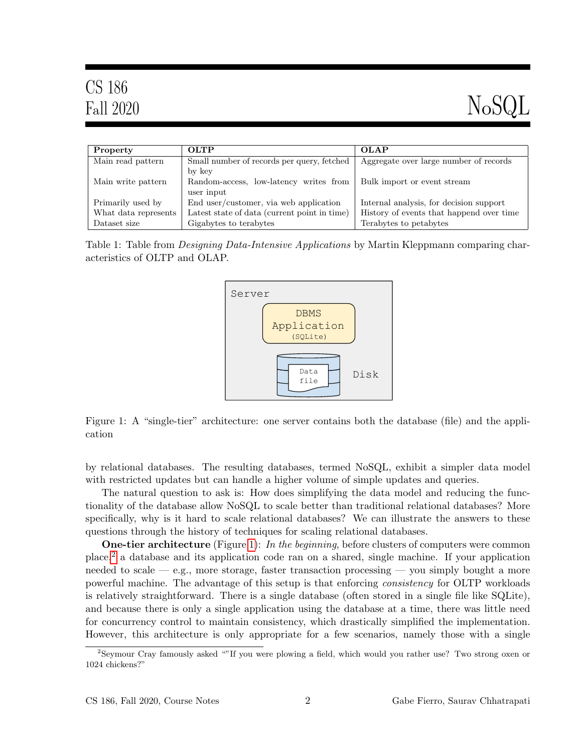| Property | OLTP | OLAP |
|---|---|---|
| Main read pattern | Small number of records per query, fetched by key | Aggregate over large number of records |
| Main write pattern | Random-access, low-latency writes from user input | Bulk import or event stream |
| Primarily used by | End user/customer, via web application | Internal analysis, for decision support |
| What data represents | Latest state of data (current point in time) | History of events that happend over time |
| Dataset size | Gigabytes to terabytes | Terabytes to petabytes |

Table 1: Table from *Designing Data-Intensive Applications* by Martin Kleppmann comparing characteristics of OLTP and OLAP.

Figure 1: A "single-tier" architecture: one server contains both the database (file) and the application

by relational databases. The resulting databases, termed NoSQL, exhibit a simpler data model with restricted updates but can handle a higher volume of simple updates and queries.

The natural question to ask is: How does simplifying the data model and reducing the functionality of the database allow NoSQL to scale better than traditional relational databases? More specifically, why is it hard to scale relational databases? We can illustrate the answers to these questions through the history of techniques for scaling relational databases.

**One-tier architecture** (Figure 1): *In the beginning*, before clusters of computers were common place,[2] a database and its application code ran on a shared, single machine. If your application needed to scale — e.g., more storage, faster transaction processing — you simply bought a more powerful machine. The advantage of this setup is that enforcing *consistency* for OLTP workloads is relatively straightforward. There is a single database (often stored in a single file like SQLite), and because there is only a single application using the database at a time, there was little need for concurrency control to maintain consistency, which drastically simplified the implementation. However, this architecture is only appropriate for a few scenarios, namely those with a single

[2] Seymour Cray famously asked ""If you were plowing a field, which would you rather use? Two strong oxen or 1024 chickens?"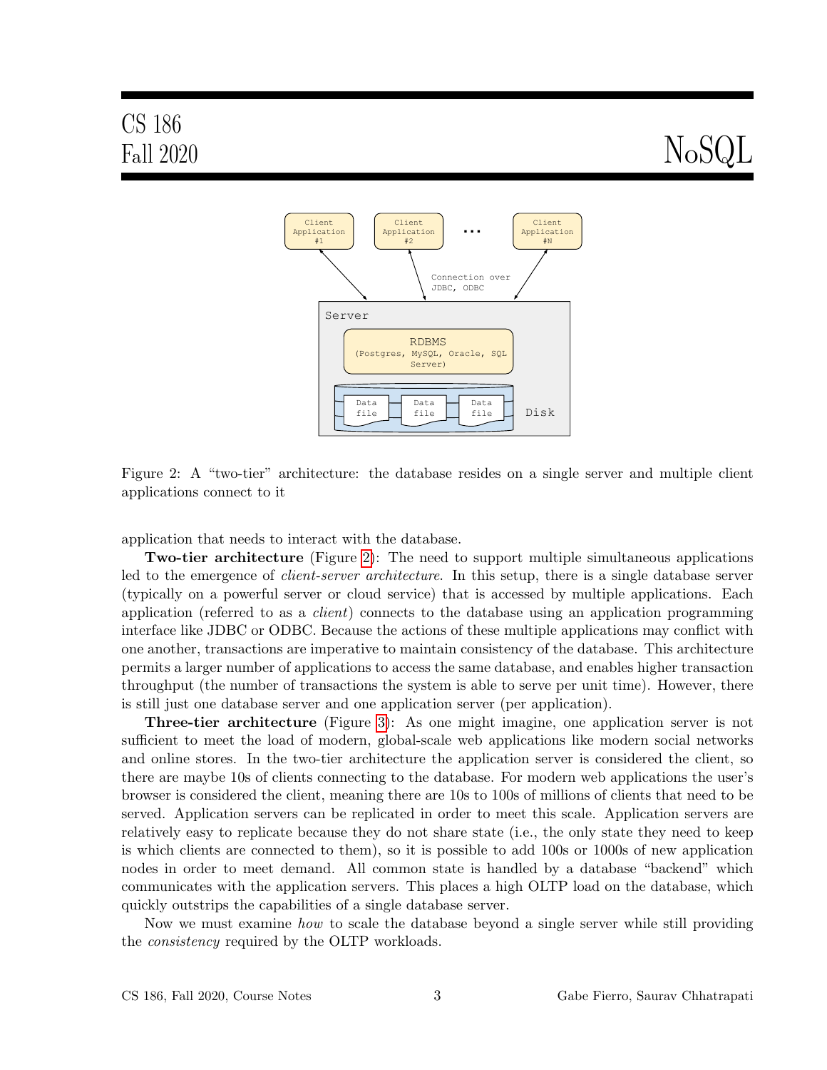Figure 2: A "two-tier" architecture: the database resides on a single server and multiple client applications connect to it

application that needs to interact with the database.

**Two-tier architecture** (Figure 2): The need to support multiple simultaneous applications led to the emergence of *client-server architecture*. In this setup, there is a single database server (typically on a powerful server or cloud service) that is accessed by multiple applications. Each application (referred to as a *client*) connects to the database using an application programming interface like JDBC or ODBC. Because the actions of these multiple applications may conflict with one another, transactions are imperative to maintain consistency of the database. This architecture permits a larger number of applications to access the same database, and enables higher transaction throughput (the number of transactions the system is able to serve per unit time). However, there is still just one database server and one application server (per application).

**Three-tier architecture** (Figure 3): As one might imagine, one application server is not sufficient to meet the load of modern, global-scale web applications like modern social networks and online stores. In the two-tier architecture the application server is considered the client, so there are maybe 10s of clients connecting to the database. For modern web applications the user's browser is considered the client, meaning there are 10s to 100s of millions of clients that need to be served. Application servers can be replicated in order to meet this scale. Application servers are relatively easy to replicate because they do not share state (i.e., the only state they need to keep is which clients are connected to them), so it is possible to add 100s or 1000s of new application nodes in order to meet demand. All common state is handled by a database "backend" which communicates with the application servers. This places a high OLTP load on the database, which quickly outstrips the capabilities of a single database server.

Now we must examine *how* to scale the database beyond a single server while still providing the *consistency* required by the OLTP workloads.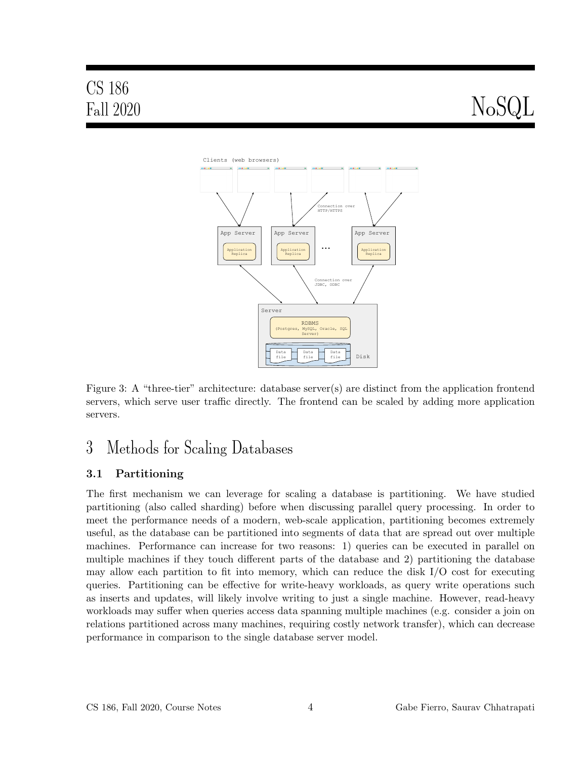Figure 3: A "three-tier" architecture: database server(s) are distinct from the application frontend servers, which serve user traffic directly. The frontend can be scaled by adding more application servers.

# 3 Methods for Scaling Databases

## 3.1 Partitioning

The first mechanism we can leverage for scaling a database is partitioning. We have studied partitioning (also called sharding) before when discussing parallel query processing. In order to meet the performance needs of a modern, web-scale application, partitioning becomes extremely useful, as the database can be partitioned into segments of data that are spread out over multiple machines. Performance can increase for two reasons: 1) queries can be executed in parallel on multiple machines if they touch different parts of the database and 2) partitioning the database may allow each partition to fit into memory, which can reduce the disk I/O cost for executing queries. Partitioning can be effective for write-heavy workloads, as query write operations such as inserts and updates, will likely involve writing to just a single machine. However, read-heavy workloads may suffer when queries access data spanning multiple machines (e.g. consider a join on relations partitioned across many machines, requiring costly network transfer), which can decrease performance in comparison to the single database server model.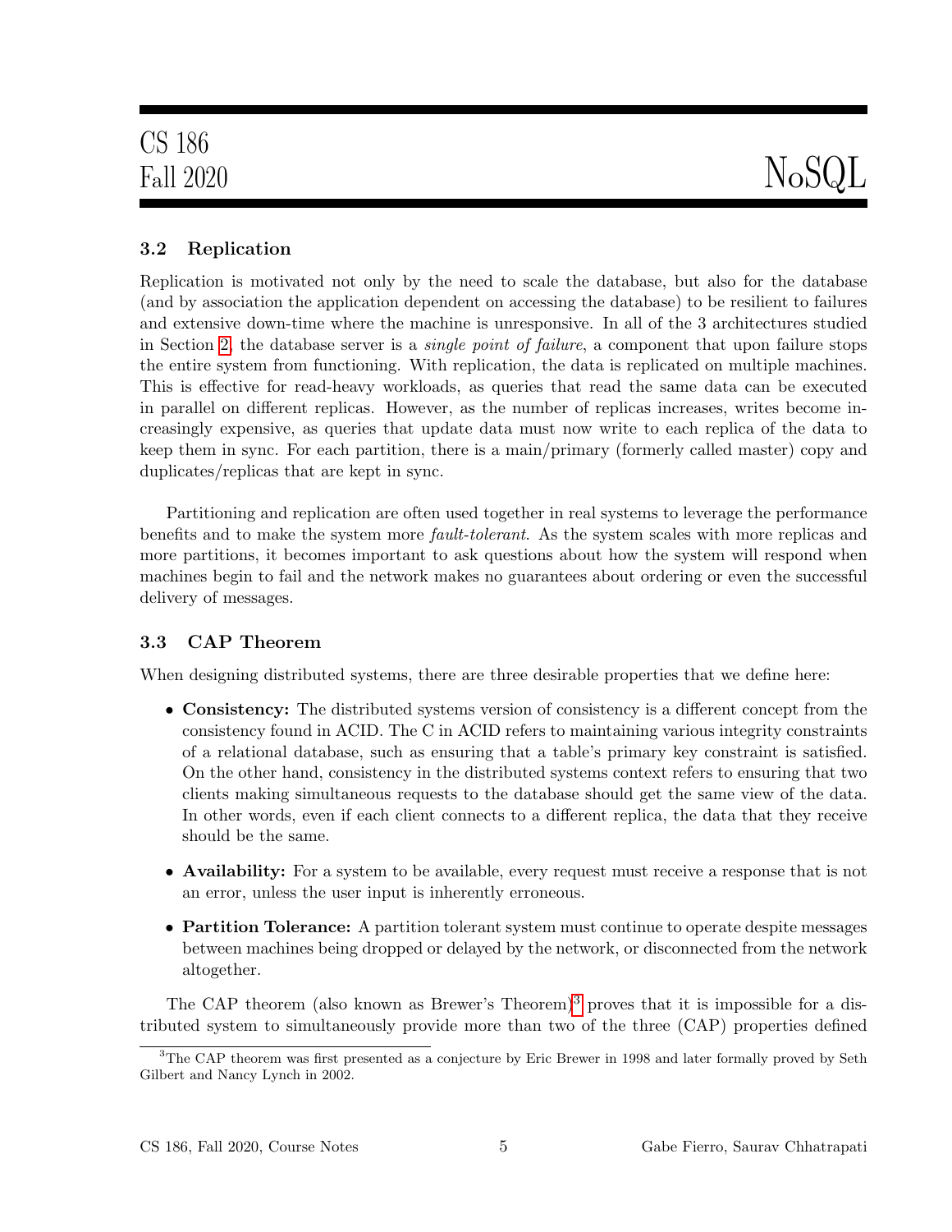### 3.2 Replication

Replication is motivated not only by the need to scale the database, but also for the database (and by association the application dependent on accessing the database) to be resilient to failures and extensive down-time where the machine is unresponsive. In all of the 3 architectures studied in Section 2, the database server is a *single point of failure*, a component that upon failure stops the entire system from functioning. With replication, the data is replicated on multiple machines. This is effective for read-heavy workloads, as queries that read the same data can be executed in parallel on different replicas. However, as the number of replicas increases, writes become increasingly expensive, as queries that update data must now write to each replica of the data to keep them in sync. For each partition, there is a main/primary (formerly called master) copy and duplicates/replicas that are kept in sync.

Partitioning and replication are often used together in real systems to leverage the performance benefits and to make the system more *fault-tolerant*. As the system scales with more replicas and more partitions, it becomes important to ask questions about how the system will respond when machines begin to fail and the network makes no guarantees about ordering or even the successful delivery of messages.

### 3.3 CAP Theorem

When designing distributed systems, there are three desirable properties that we define here:

- **Consistency:** The distributed systems version of consistency is a different concept from the consistency found in ACID. The C in ACID refers to maintaining various integrity constraints of a relational database, such as ensuring that a table's primary key constraint is satisfied. On the other hand, consistency in the distributed systems context refers to ensuring that two clients making simultaneous requests to the database should get the same view of the data. In other words, even if each client connects to a different replica, the data that they receive should be the same.
- **Availability:** For a system to be available, every request must receive a response that is not an error, unless the user input is inherently erroneous.
- **Partition Tolerance:** A partition tolerant system must continue to operate despite messages between machines being dropped or delayed by the network, or disconnected from the network altogether.

The CAP theorem (also known as Brewer's Theorem)[3] proves that it is impossible for a distributed system to simultaneously provide more than two of the three (CAP) properties defined

[3] The CAP theorem was first presented as a conjecture by Eric Brewer in 1998 and later formally proved by Seth Gilbert and Nancy Lynch in 2002.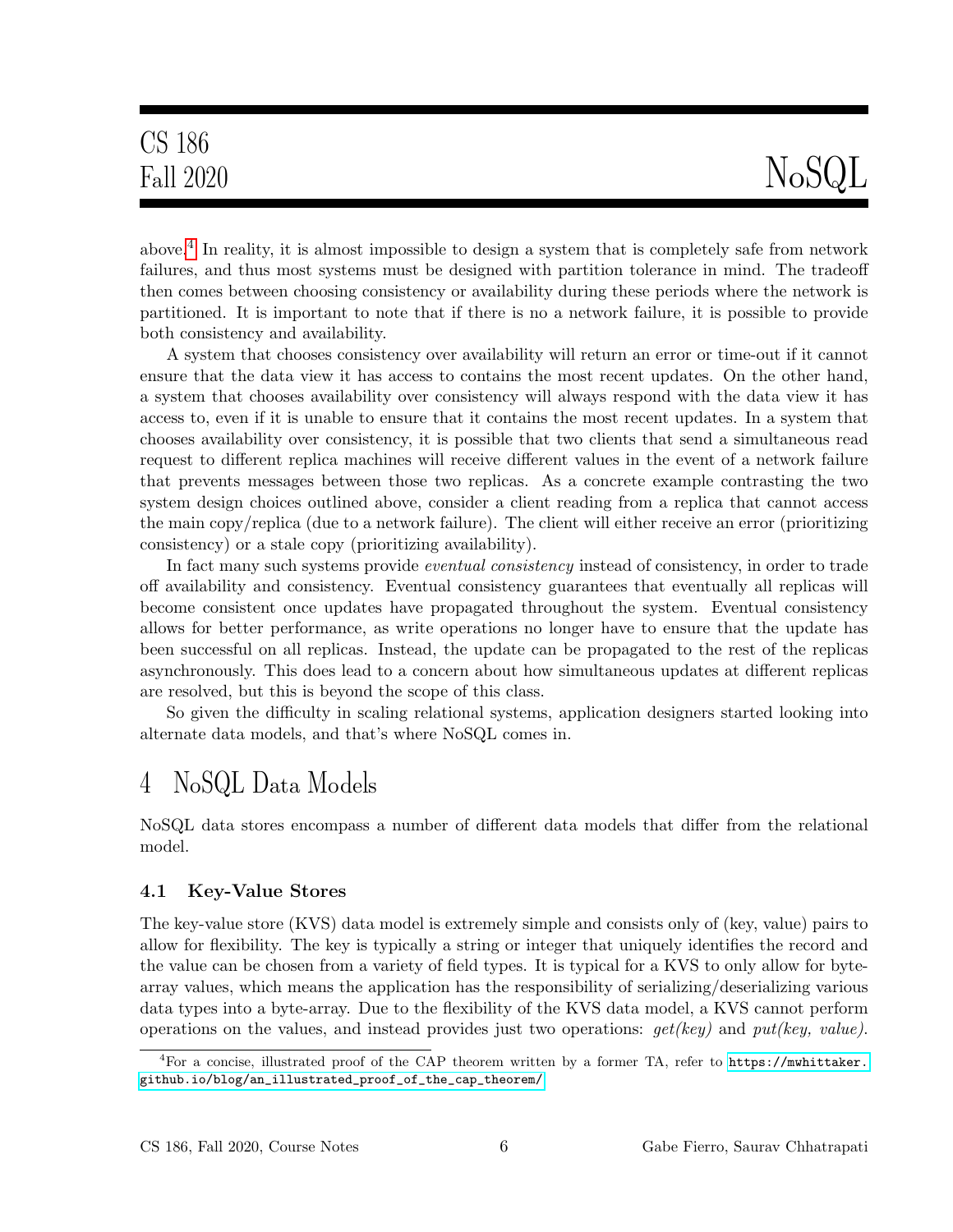above.[4] In reality, it is almost impossible to design a system that is completely safe from network failures, and thus most systems must be designed with partition tolerance in mind. The tradeoff then comes between choosing consistency or availability during these periods where the network is partitioned. It is important to note that if there is no a network failure, it is possible to provide both consistency and availability.

A system that chooses consistency over availability will return an error or time-out if it cannot ensure that the data view it has access to contains the most recent updates. On the other hand, a system that chooses availability over consistency will always respond with the data view it has access to, even if it is unable to ensure that it contains the most recent updates. In a system that chooses availability over consistency, it is possible that two clients that send a simultaneous read request to different replica machines will receive different values in the event of a network failure that prevents messages between those two replicas. As a concrete example contrasting the two system design choices outlined above, consider a client reading from a replica that cannot access the main copy/replica (due to a network failure). The client will either receive an error (prioritizing consistency) or a stale copy (prioritizing availability).

In fact many such systems provide *eventual consistency* instead of consistency, in order to trade off availability and consistency. Eventual consistency guarantees that eventually all replicas will become consistent once updates have propagated throughout the system. Eventual consistency allows for better performance, as write operations no longer have to ensure that the update has been successful on all replicas. Instead, the update can be propagated to the rest of the replicas asynchronously. This does lead to a concern about how simultaneous updates at different replicas are resolved, but this is beyond the scope of this class.

So given the difficulty in scaling relational systems, application designers started looking into alternate data models, and that's where NoSQL comes in.

# 4 NoSQL Data Models

NoSQL data stores encompass a number of different data models that differ from the relational model.

## 4.1 Key-Value Stores

The key-value store (KVS) data model is extremely simple and consists only of (key, value) pairs to allow for flexibility. The key is typically a string or integer that uniquely identifies the record and the value can be chosen from a variety of field types. It is typical for a KVS to only allow for byte-array values, which means the application has the responsibility of serializing/deserializing various data types into a byte-array. Due to the flexibility of the KVS data model, a KVS cannot perform operations on the values, and instead provides just two operations: *get(key)* and *put(key, value)*.

[4] For a concise, illustrated proof of the CAP theorem written by a former TA, refer to https://mwhittaker.github.io/blog/an_illustrated_proof_of_the_cap_theorem/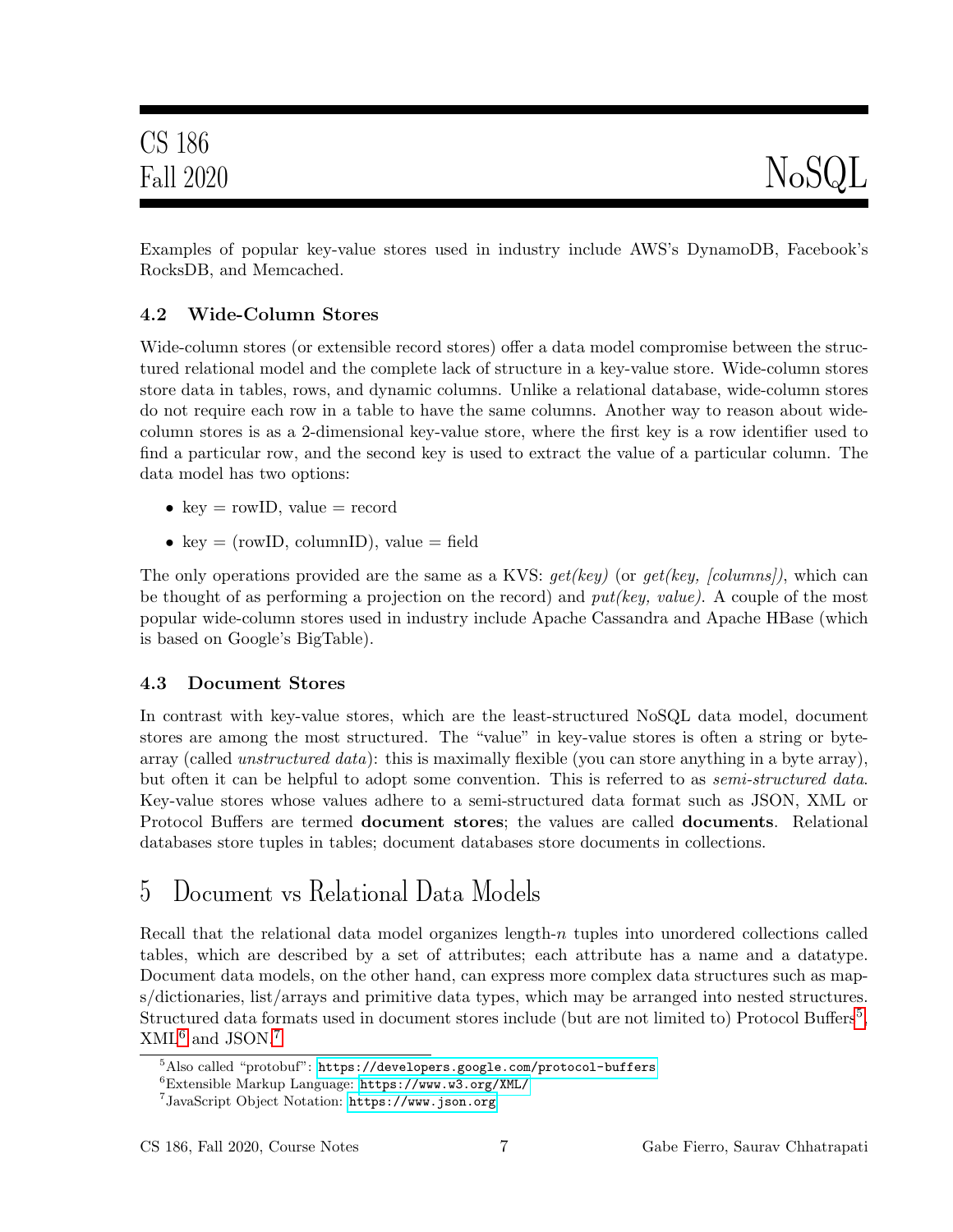Examples of popular key-value stores used in industry include AWS's DynamoDB, Facebook's RocksDB, and Memcached.

### 4.2 Wide-Column Stores

Wide-column stores (or extensible record stores) offer a data model compromise between the structured relational model and the complete lack of structure in a key-value store. Wide-column stores store data in tables, rows, and dynamic columns. Unlike a relational database, wide-column stores do not require each row in a table to have the same columns. Another way to reason about wide-column stores is as a 2-dimensional key-value store, where the first key is a row identifier used to find a particular row, and the second key is used to extract the value of a particular column. The data model has two options:

- key = rowID, value = record
- key = (rowID, columnID), value = field

The only operations provided are the same as a KVS: *get(key)* (or *get(key, [columns])*, which can be thought of as performing a projection on the record) and *put(key, value)*. A couple of the most popular wide-column stores used in industry include Apache Cassandra and Apache HBase (which is based on Google's BigTable).

### 4.3 Document Stores

In contrast with key-value stores, which are the least-structured NoSQL data model, document stores are among the most structured. The "value" in key-value stores is often a string or byte-array (called *unstructured data*): this is maximally flexible (you can store anything in a byte array), but often it can be helpful to adopt some convention. This is referred to as *semi-structured data*. Key-value stores whose values adhere to a semi-structured data format such as JSON, XML or Protocol Buffers are termed **document stores**; the values are called **documents**. Relational databases store tuples in tables; document databases store documents in collections.

## 5 Document vs Relational Data Models

Recall that the relational data model organizes length-$n$ tuples into unordered collections called tables, which are described by a set of attributes; each attribute has a name and a datatype. Document data models, on the other hand, can express more complex data structures such as maps/dictionaries, list/arrays and primitive data types, which may be arranged into nested structures. Structured data formats used in document stores include (but are not limited to) Protocol Buffers[5], XML[6] and JSON.[7]

[5] Also called "protobuf": https://developers.google.com/protocol-buffers

[6] Extensible Markup Language: https://www.w3.org/XML/

[7] JavaScript Object Notation: https://www.json.org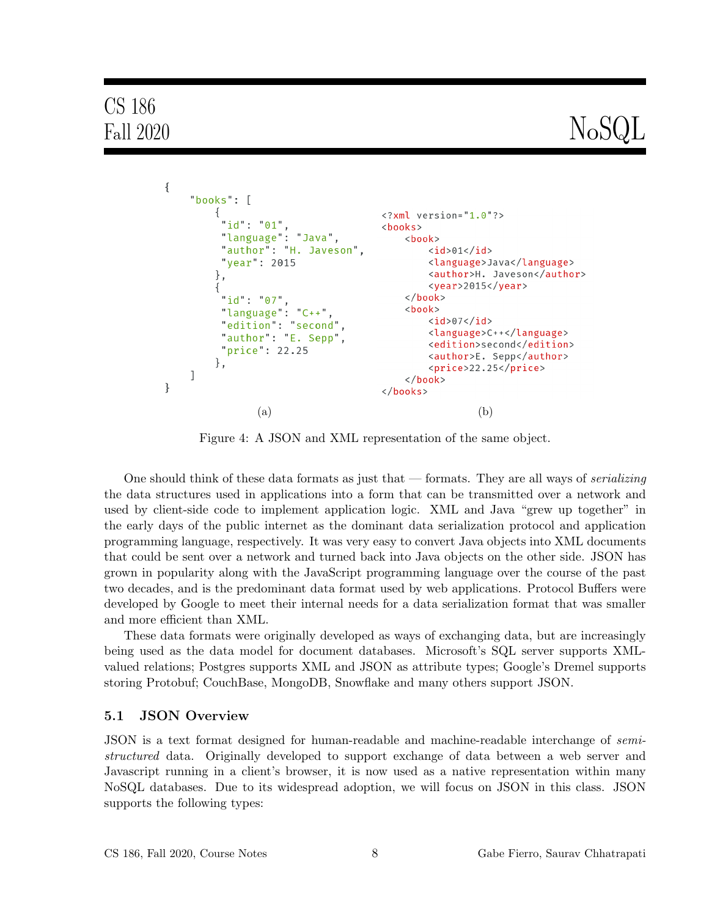```json
{
    "books": [
        {
         "id": "01",
         "language": "Java",
         "author": "H. Javeson",
         "year": 2015
        },
        {
         "id": "07",
         "language": "C++",
         "edition": "second",
         "author": "E. Sepp",
         "price": 22.25
        },
    ]
}
```

(a)

```xml
<?xml version="1.0"?>
<books>
    <book>
        <id>01</id>
        <language>Java</language>
        <author>H. Javeson</author>
        <year>2015</year>
    </book>
    <book>
        <id>07</id>
        <language>C++</language>
        <edition>second</edition>
        <author>E. Sepp</author>
        <price>22.25</price>
    </book>
</books>
```

(b)

Figure 4: A JSON and XML representation of the same object.

One should think of these data formats as just that — formats. They are all ways of *serializing* the data structures used in applications into a form that can be transmitted over a network and used by client-side code to implement application logic. XML and Java "grew up together" in the early days of the public internet as the dominant data serialization protocol and application programming language, respectively. It was very easy to convert Java objects into XML documents that could be sent over a network and turned back into Java objects on the other side. JSON has grown in popularity along with the JavaScript programming language over the course of the past two decades, and is the predominant data format used by web applications. Protocol Buffers were developed by Google to meet their internal needs for a data serialization format that was smaller and more efficient than XML.

These data formats were originally developed as ways of exchanging data, but are increasingly being used as the data model for document databases. Microsoft's SQL server supports XML-valued relations; Postgres supports XML and JSON as attribute types; Google's Dremel supports storing Protobuf; CouchBase, MongoDB, Snowflake and many others support JSON.

### 5.1 JSON Overview

JSON is a text format designed for human-readable and machine-readable interchange of *semi-structured* data. Originally developed to support exchange of data between a web server and Javascript running in a client's browser, it is now used as a native representation within many NoSQL databases. Due to its widespread adoption, we will focus on JSON in this class. JSON supports the following types: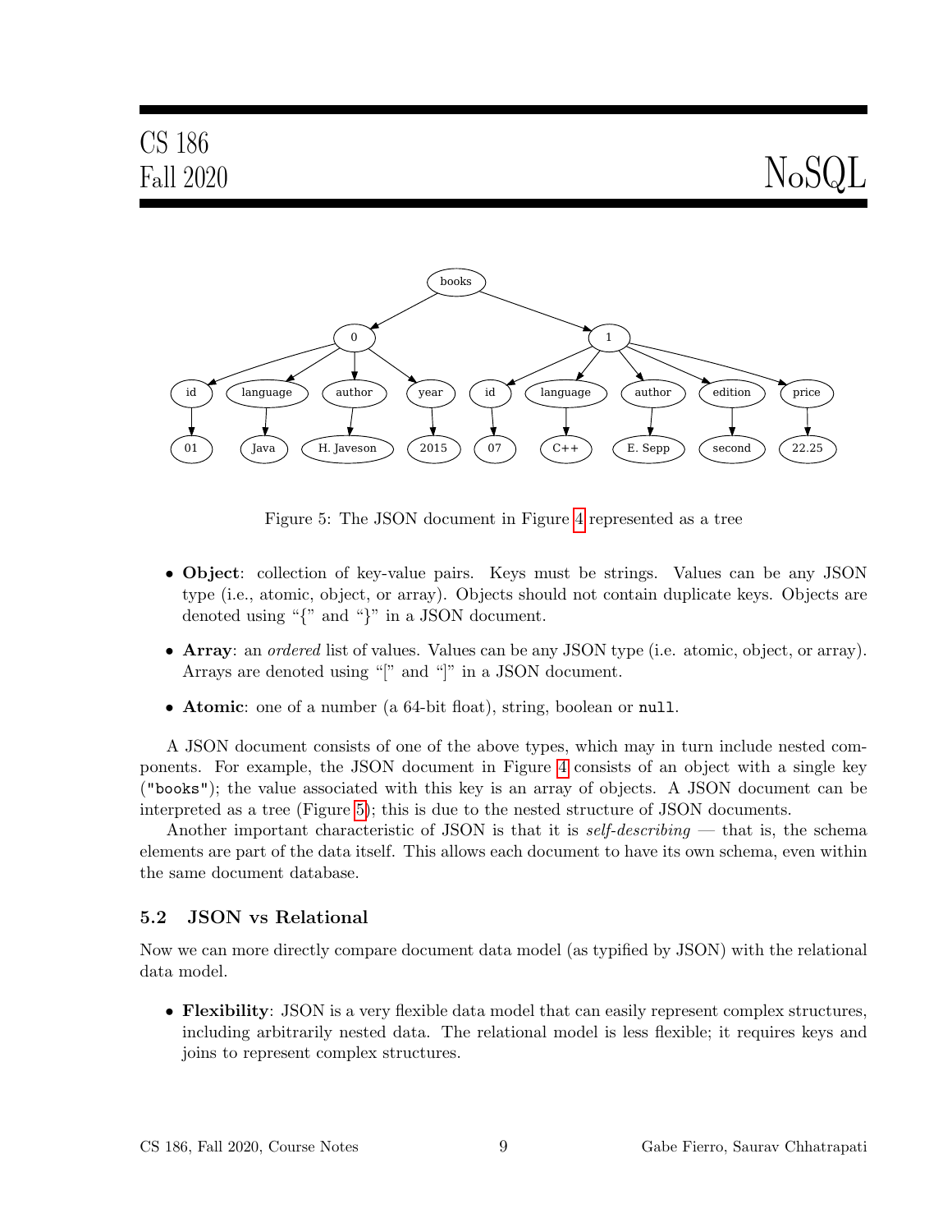Figure 5: The JSON document in Figure 4 represented as a tree

- **Object**: collection of key-value pairs. Keys must be strings. Values can be any JSON type (i.e., atomic, object, or array). Objects should not contain duplicate keys. Objects are denoted using "{" and "}" in a JSON document.
- **Array**: an *ordered* list of values. Values can be any JSON type (i.e. atomic, object, or array). Arrays are denoted using "[" and "]" in a JSON document.
- **Atomic**: one of a number (a 64-bit float), string, boolean or `null`.

A JSON document consists of one of the above types, which may in turn include nested components. For example, the JSON document in Figure 4 consists of an object with a single key (`"books"`); the value associated with this key is an array of objects. A JSON document can be interpreted as a tree (Figure 5); this is due to the nested structure of JSON documents.

Another important characteristic of JSON is that it is *self-describing* — that is, the schema elements are part of the data itself. This allows each document to have its own schema, even within the same document database.

### 5.2 JSON vs Relational

Now we can more directly compare document data model (as typified by JSON) with the relational data model.

- **Flexibility**: JSON is a very flexible data model that can easily represent complex structures, including arbitrarily nested data. The relational model is less flexible; it requires keys and joins to represent complex structures.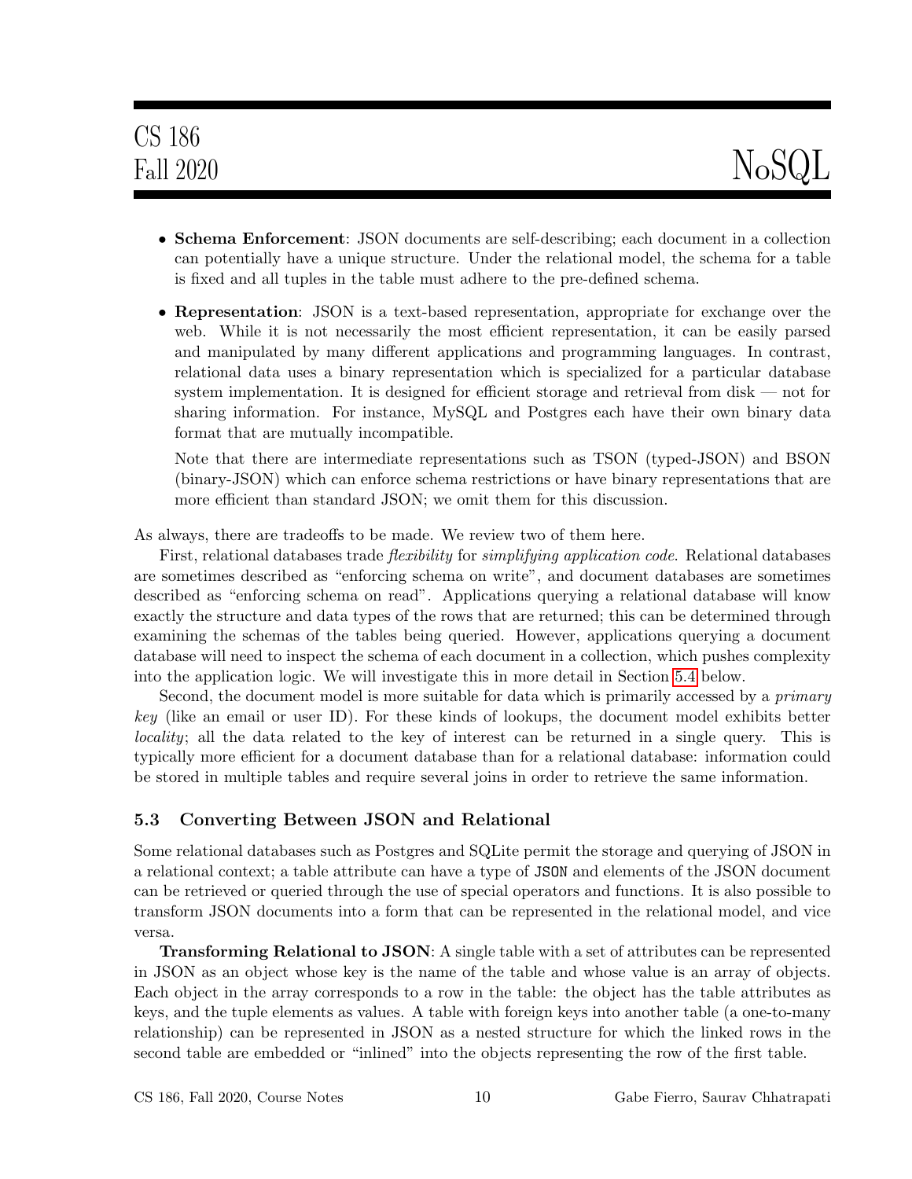- **Schema Enforcement**: JSON documents are self-describing; each document in a collection can potentially have a unique structure. Under the relational model, the schema for a table is fixed and all tuples in the table must adhere to the pre-defined schema.
- **Representation**: JSON is a text-based representation, appropriate for exchange over the web. While it is not necessarily the most efficient representation, it can be easily parsed and manipulated by many different applications and programming languages. In contrast, relational data uses a binary representation which is specialized for a particular database system implementation. It is designed for efficient storage and retrieval from disk — not for sharing information. For instance, MySQL and Postgres each have their own binary data format that are mutually incompatible.

  Note that there are intermediate representations such as TSON (typed-JSON) and BSON (binary-JSON) which can enforce schema restrictions or have binary representations that are more efficient than standard JSON; we omit them for this discussion.

As always, there are tradeoffs to be made. We review two of them here.

First, relational databases trade *flexibility* for *simplifying application code*. Relational databases are sometimes described as "enforcing schema on write", and document databases are sometimes described as "enforcing schema on read". Applications querying a relational database will know exactly the structure and data types of the rows that are returned; this can be determined through examining the schemas of the tables being queried. However, applications querying a document database will need to inspect the schema of each document in a collection, which pushes complexity into the application logic. We will investigate this in more detail in Section 5.4 below.

Second, the document model is more suitable for data which is primarily accessed by a *primary key* (like an email or user ID). For these kinds of lookups, the document model exhibits better *locality*; all the data related to the key of interest can be returned in a single query. This is typically more efficient for a document database than for a relational database: information could be stored in multiple tables and require several joins in order to retrieve the same information.

### 5.3 Converting Between JSON and Relational

Some relational databases such as Postgres and SQLite permit the storage and querying of JSON in a relational context; a table attribute can have a type of `JSON` and elements of the JSON document can be retrieved or queried through the use of special operators and functions. It is also possible to transform JSON documents into a form that can be represented in the relational model, and vice versa.

**Transforming Relational to JSON**: A single table with a set of attributes can be represented in JSON as an object whose key is the name of the table and whose value is an array of objects. Each object in the array corresponds to a row in the table: the object has the table attributes as keys, and the tuple elements as values. A table with foreign keys into another table (a one-to-many relationship) can be represented in JSON as a nested structure for which the linked rows in the second table are embedded or "inlined" into the objects representing the row of the first table.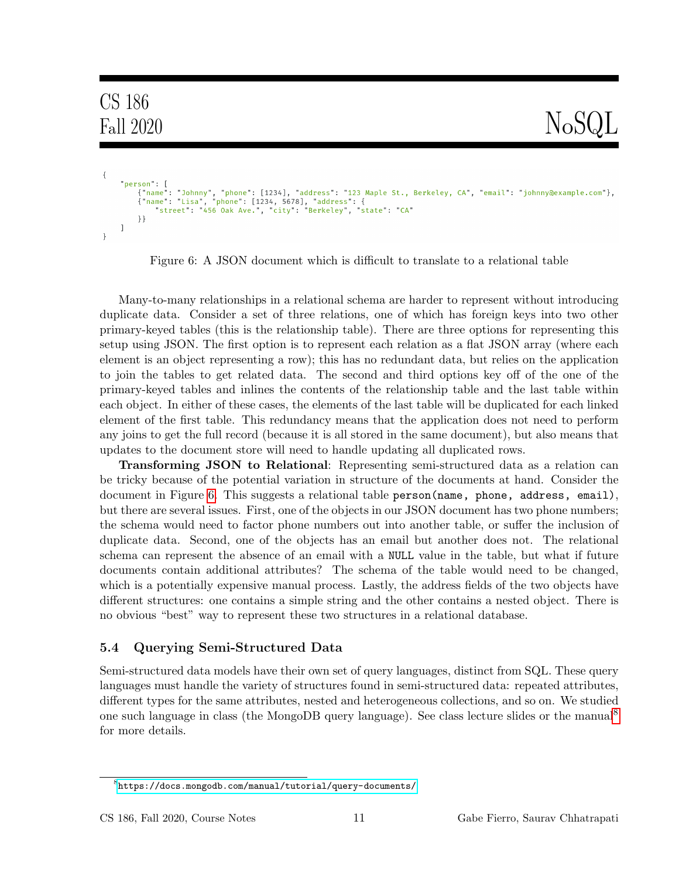```
{
    "person": [
        {"name": "Johnny", "phone": [1234], "address": "123 Maple St., Berkeley, CA", "email": "johnny@example.com"},
        {"name": "Lisa", "phone": [1234, 5678], "address": {
            "street": "456 Oak Ave.", "city": "Berkeley", "state": "CA"
        }}
    ]
}
```

Figure 6: A JSON document which is difficult to translate to a relational table

Many-to-many relationships in a relational schema are harder to represent without introducing duplicate data. Consider a set of three relations, one of which has foreign keys into two other primary-keyed tables (this is the relationship table). There are three options for representing this setup using JSON. The first option is to represent each relation as a flat JSON array (where each element is an object representing a row); this has no redundant data, but relies on the application to join the tables to get related data. The second and third options key off of the one of the primary-keyed tables and inlines the contents of the relationship table and the last table within each object. In either of these cases, the elements of the last table will be duplicated for each linked element of the first table. This redundancy means that the application does not need to perform any joins to get the full record (because it is all stored in the same document), but also means that updates to the document store will need to handle updating all duplicated rows.

**Transforming JSON to Relational**: Representing semi-structured data as a relation can be tricky because of the potential variation in structure of the documents at hand. Consider the document in Figure 6. This suggests a relational table `person(name, phone, address, email)`, but there are several issues. First, one of the objects in our JSON document has two phone numbers; the schema would need to factor phone numbers out into another table, or suffer the inclusion of duplicate data. Second, one of the objects has an email but another does not. The relational schema can represent the absence of an email with a `NULL` value in the table, but what if future documents contain additional attributes? The schema of the table would need to be changed, which is a potentially expensive manual process. Lastly, the address fields of the two objects have different structures: one contains a simple string and the other contains a nested object. There is no obvious "best" way to represent these two structures in a relational database.

### 5.4 Querying Semi-Structured Data

Semi-structured data models have their own set of query languages, distinct from SQL. These query languages must handle the variety of structures found in semi-structured data: repeated attributes, different types for the same attributes, nested and heterogeneous collections, and so on. We studied one such language in class (the MongoDB query language). See class lecture slides or the manual[8] for more details.

[8] https://docs.mongodb.com/manual/tutorial/query-documents/